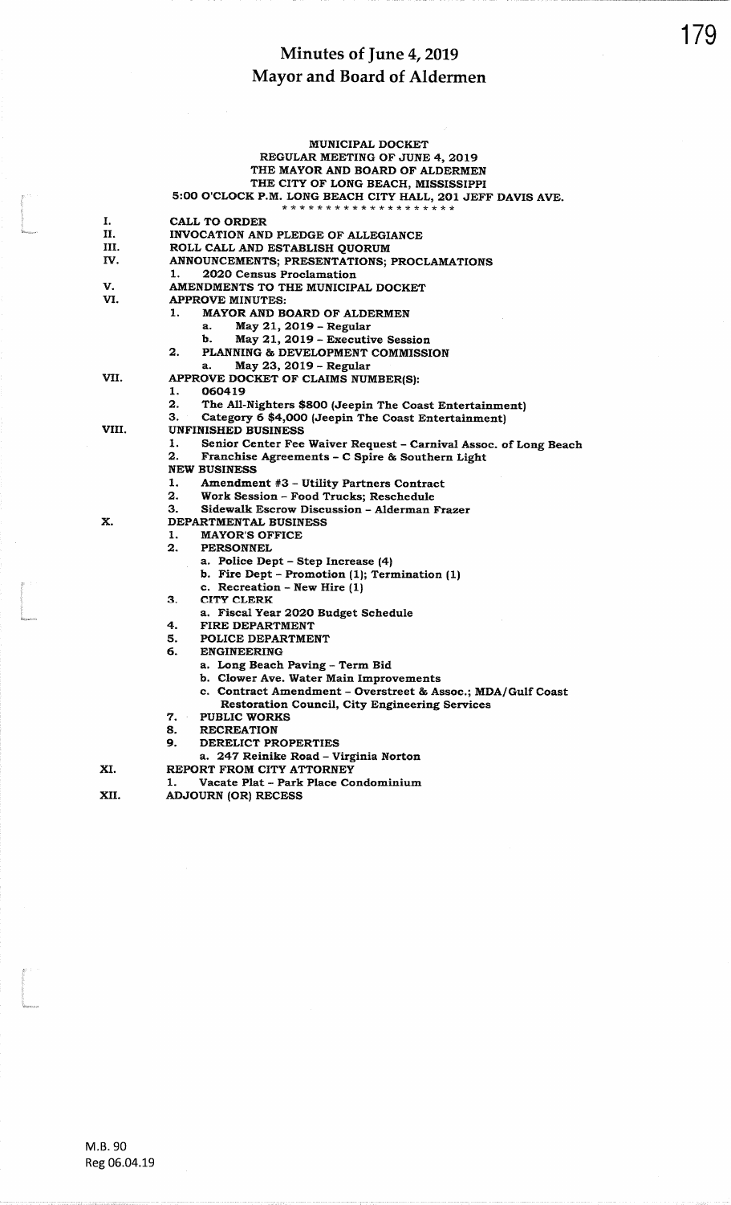# Minutes of June 4, 2019
# Mayor and Board of Aldermen

MUNICIPAL DOCKET
REGULAR MEETING OF JUNE 4, 2019
THE MAYOR AND BOARD OF ALDERMEN
THE CITY OF LONG BEACH, MISSISSIPPI
5:00 O'CLOCK P.M. LONG BEACH CITY HALL, 201 JEFF DAVIS AVE.

*******************

I. CALL TO ORDER

II. INVOCATION AND PLEDGE OF ALLEGIANCE

III. ROLL CALL AND ESTABLISH QUORUM

IV. ANNOUNCEMENTS; PRESENTATIONS; PROCLAMATIONS
   1. 2020 Census Proclamation

V. AMENDMENTS TO THE MUNICIPAL DOCKET

VI. APPROVE MINUTES:
   1. MAYOR AND BOARD OF ALDERMEN
      a. May 21, 2019 – Regular
      b. May 21, 2019 – Executive Session
   2. PLANNING & DEVELOPMENT COMMISSION
      a. May 23, 2019 – Regular

VII. APPROVE DOCKET OF CLAIMS NUMBER(S):
   1. 060419
   2. The All-Nighters $800 (Jeepin The Coast Entertainment)
   3. Category 6 $4,000 (Jeepin The Coast Entertainment)

VIII. UNFINISHED BUSINESS
   1. Senior Center Fee Waiver Request – Carnival Assoc. of Long Beach
   2. Franchise Agreements – C Spire & Southern Light

NEW BUSINESS
   1. Amendment #3 – Utility Partners Contract
   2. Work Session – Food Trucks; Reschedule
   3. Sidewalk Escrow Discussion – Alderman Frazer

X. DEPARTMENTAL BUSINESS
   1. MAYOR'S OFFICE
   2. PERSONNEL
      a. Police Dept – Step Increase (4)
      b. Fire Dept – Promotion (1); Termination (1)
      c. Recreation – New Hire (1)
   3. CITY CLERK
      a. Fiscal Year 2020 Budget Schedule
   4. FIRE DEPARTMENT
   5. POLICE DEPARTMENT
   6. ENGINEERING
      a. Long Beach Paving – Term Bid
      b. Clower Ave. Water Main Improvements
      c. Contract Amendment – Overstreet & Assoc.; MDA/Gulf Coast Restoration Council, City Engineering Services
   7. PUBLIC WORKS
   8. RECREATION
   9. DERELICT PROPERTIES
      a. 247 Reinike Road – Virginia Norton

XI. REPORT FROM CITY ATTORNEY
   1. Vacate Plat – Park Place Condominium

XII. ADJOURN (OR) RECESS

M.B. 90
Reg 06.04.19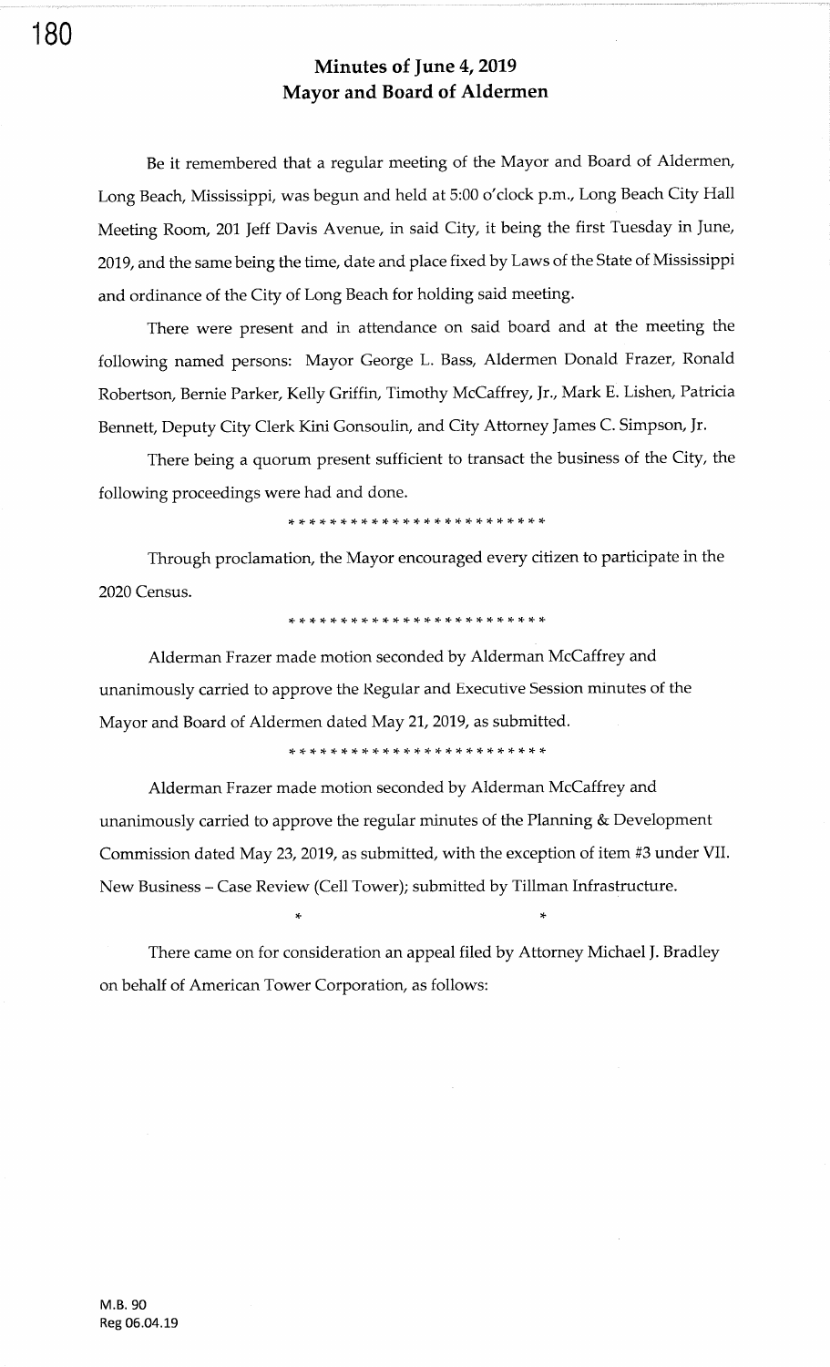# Minutes of June 4, 2019
# Mayor and Board of Aldermen

Be it remembered that a regular meeting of the Mayor and Board of Aldermen, Long Beach, Mississippi, was begun and held at 5:00 o'clock p.m., Long Beach City Hall Meeting Room, 201 Jeff Davis Avenue, in said City, it being the first Tuesday in June, 2019, and the same being the time, date and place fixed by Laws of the State of Mississippi and ordinance of the City of Long Beach for holding said meeting.

There were present and in attendance on said board and at the meeting the following named persons: Mayor George L. Bass, Aldermen Donald Frazer, Ronald Robertson, Bernie Parker, Kelly Griffin, Timothy McCaffrey, Jr., Mark E. Lishen, Patricia Bennett, Deputy City Clerk Kini Gonsoulin, and City Attorney James C. Simpson, Jr.

There being a quorum present sufficient to transact the business of the City, the following proceedings were had and done.

\* \* \* \* \* \* \* \* \* \* \* \* \* \* \* \* \* \* \* \* \* \* \* \* \*

Through proclamation, the Mayor encouraged every citizen to participate in the 2020 Census.

\* \* \* \* \* \* \* \* \* \* \* \* \* \* \* \* \* \* \* \* \* \* \* \* \*

Alderman Frazer made motion seconded by Alderman McCaffrey and unanimously carried to approve the Regular and Executive Session minutes of the Mayor and Board of Aldermen dated May 21, 2019, as submitted.

\* \* \* \* \* \* \* \* \* \* \* \* \* \* \* \* \* \* \* \* \* \* \* \* \*

Alderman Frazer made motion seconded by Alderman McCaffrey and unanimously carried to approve the regular minutes of the Planning & Development Commission dated May 23, 2019, as submitted, with the exception of item #3 under VII. New Business – Case Review (Cell Tower); submitted by Tillman Infrastructure.

\* \*

There came on for consideration an appeal filed by Attorney Michael J. Bradley on behalf of American Tower Corporation, as follows:

M.B. 90
Reg 06.04.19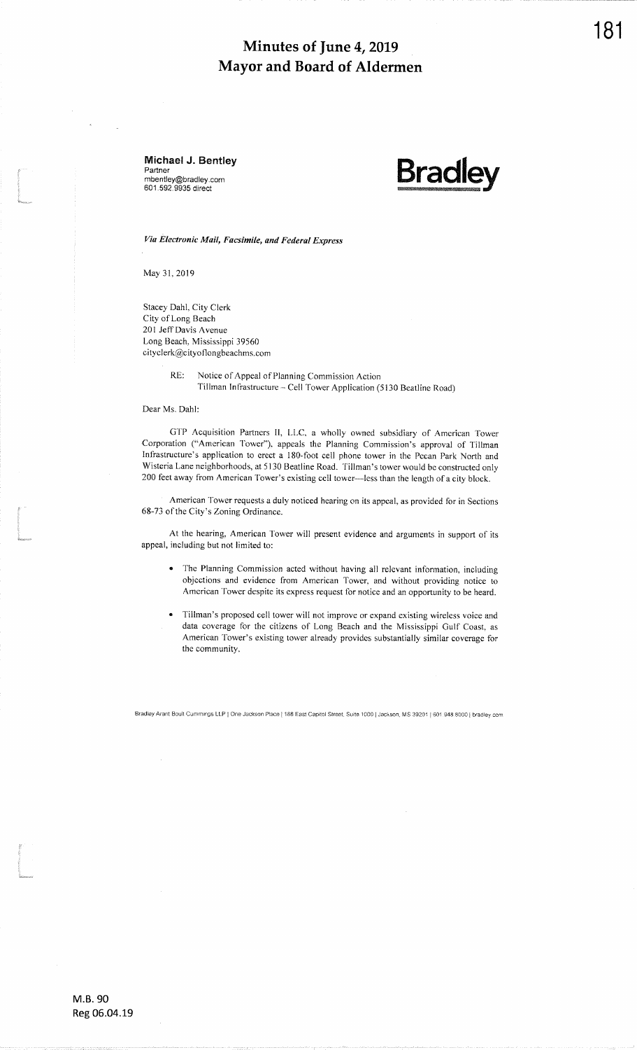# Minutes of June 4, 2019
# Mayor and Board of Aldermen

**Michael J. Bentley**
Partner
mbentley@bradley.com
601.592.9935 direct

**Bradley**

*Via Electronic Mail, Facsimile, and Federal Express*

May 31, 2019

Stacey Dahl, City Clerk
City of Long Beach
201 Jeff Davis Avenue
Long Beach, Mississippi 39560
cityclerk@cityoflongbeachms.com

RE: Notice of Appeal of Planning Commission Action
Tillman Infrastructure – Cell Tower Application (5130 Beatline Road)

Dear Ms. Dahl:

GTP Acquisition Partners II, LLC, a wholly owned subsidiary of American Tower Corporation ("American Tower"), appeals the Planning Commission's approval of Tillman Infrastructure's application to erect a 180-foot cell phone tower in the Pecan Park North and Wisteria Lane neighborhoods, at 5130 Beatline Road. Tillman's tower would be constructed only 200 feet away from American Tower's existing cell tower—less than the length of a city block.

American Tower requests a duly noticed hearing on its appeal, as provided for in Sections 68-73 of the City's Zoning Ordinance.

At the hearing, American Tower will present evidence and arguments in support of its appeal, including but not limited to:

- The Planning Commission acted without having all relevant information, including objections and evidence from American Tower, and without providing notice to American Tower despite its express request for notice and an opportunity to be heard.
- Tillman's proposed cell tower will not improve or expand existing wireless voice and data coverage for the citizens of Long Beach and the Mississippi Gulf Coast, as American Tower's existing tower already provides substantially similar coverage for the community.

Bradley Arant Boult Cummings LLP | One Jackson Place | 188 East Capitol Street, Suite 1000 | Jackson, MS 39201 | 601.948.8000 | bradley.com

M.B. 90
Reg 06.04.19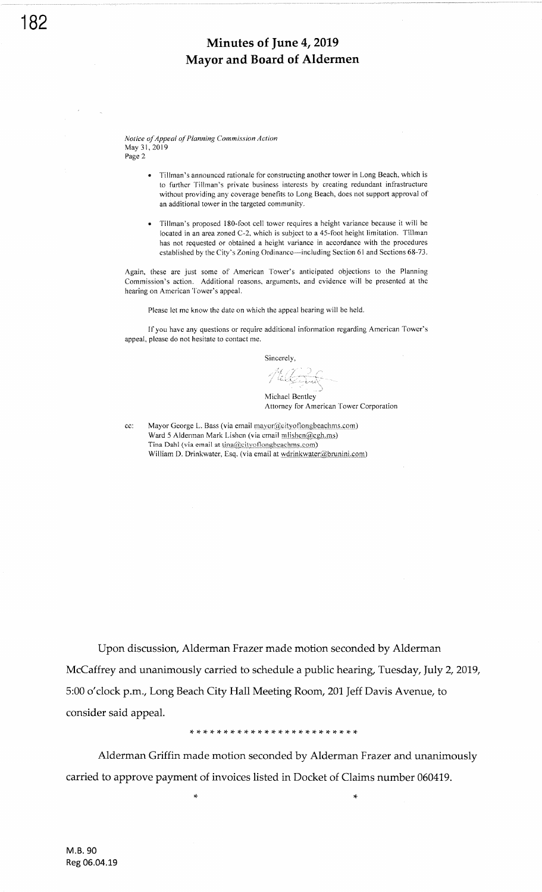# Minutes of June 4, 2019
# Mayor and Board of Aldermen

*Notice of Appeal of Planning Commission Action*
May 31, 2019
Page 2

- Tillman's announced rationale for constructing another tower in Long Beach, which is to further Tillman's private business interests by creating redundant infrastructure without providing any coverage benefits to Long Beach, does not support approval of an additional tower in the targeted community.

- Tillman's proposed 180-foot cell tower requires a height variance because it will be located in an area zoned C-2, which is subject to a 45-foot height limitation. Tillman has not requested or obtained a height variance in accordance with the procedures established by the City's Zoning Ordinance—including Section 61 and Sections 68-73.

Again, these are just some of American Tower's anticipated objections to the Planning Commission's action. Additional reasons, arguments, and evidence will be presented at the hearing on American Tower's appeal.

Please let me know the date on which the appeal hearing will be held.

If you have any questions or require additional information regarding American Tower's appeal, please do not hesitate to contact me.

Sincerely,

Michael Bentley
Attorney for American Tower Corporation

cc: Mayor George L. Bass (via email mayor@cityoflongbeachms.com)
Ward 5 Alderman Mark Lishen (via email mlishen@cgh.ms)
Tina Dahl (via email at tina@cityoflongbeachms.com)
William D. Drinkwater, Esq. (via email at wdrinkwater@brunini.com)

Upon discussion, Alderman Frazer made motion seconded by Alderman McCaffrey and unanimously carried to schedule a public hearing, Tuesday, July 2, 2019, 5:00 o'clock p.m., Long Beach City Hall Meeting Room, 201 Jeff Davis Avenue, to consider said appeal.

*************************

Alderman Griffin made motion seconded by Alderman Frazer and unanimously carried to approve payment of invoices listed in Docket of Claims number 060419.

\*　　　　　　　　　　　　\*

M.B. 90
Reg 06.04.19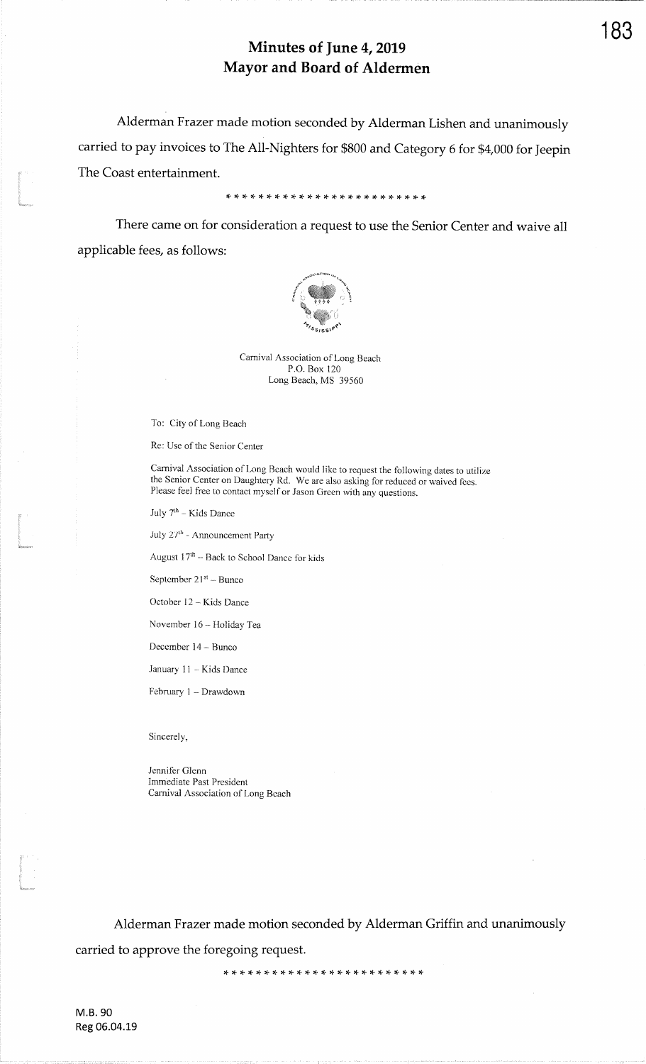# Minutes of June 4, 2019
# Mayor and Board of Aldermen

Alderman Frazer made motion seconded by Alderman Lishen and unanimously carried to pay invoices to The All-Nighters for $800 and Category 6 for $4,000 for Jeepin The Coast entertainment.

*************************

There came on for consideration a request to use the Senior Center and waive all applicable fees, as follows:

Carnival Association of Long Beach
P.O. Box 120
Long Beach, MS 39560

To: City of Long Beach

Re: Use of the Senior Center

Carnival Association of Long Beach would like to request the following dates to utilize the Senior Center on Daughtery Rd. We are also asking for reduced or waived fees. Please feel free to contact myself or Jason Green with any questions.

July 7th – Kids Dance

July 27th - Announcement Party

August 17th – Back to School Dance for kids

September 21st – Bunco

October 12 – Kids Dance

November 16 – Holiday Tea

December 14 – Bunco

January 11 – Kids Dance

February 1 – Drawdown

Sincerely,

Jennifer Glenn
Immediate Past President
Carnival Association of Long Beach

Alderman Frazer made motion seconded by Alderman Griffin and unanimously carried to approve the foregoing request.

*************************

M.B. 90
Reg 06.04.19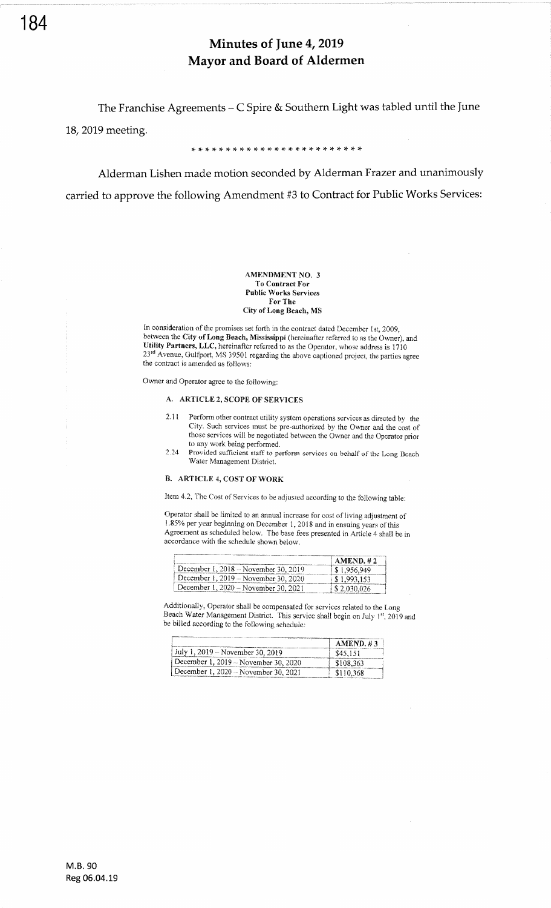# Minutes of June 4, 2019
# Mayor and Board of Aldermen

The Franchise Agreements – C Spire & Southern Light was tabled until the June 18, 2019 meeting.

\* \* \* \* \* \* \* \* \* \* \* \* \* \* \* \* \* \* \* \* \* \* \* \*

Alderman Lishen made motion seconded by Alderman Frazer and unanimously carried to approve the following Amendment #3 to Contract for Public Works Services:

**AMENDMENT NO. 3**
**To Contract For**
**Public Works Services**
**For The**
**City of Long Beach, MS**

In consideration of the promises set forth in the contract dated December 1st, 2009, between the **City of Long Beach, Mississippi** (hereinafter referred to as the Owner), and **Utility Partners, LLC,** hereinafter referred to as the Operator, whose address is 1710 23rd Avenue, Gulfport, MS 39501 regarding the above captioned project, the parties agree the contract is amended as follows:

Owner and Operator agree to the following:

**A. ARTICLE 2, SCOPE OF SERVICES**

2.11 Perform other contract utility system operations services as directed by the City. Such services must be pre-authorized by the Owner and the cost of those services will be negotiated between the Owner and the Operator prior to any work being performed.

2.24 Provided sufficient staff to perform services on behalf of the Long Beach Water Management District.

**B. ARTICLE 4, COST OF WORK**

Item 4.2, The Cost of Services to be adjusted according to the following table:

Operator shall be limited to an annual increase for cost of living adjustment of 1.85% per year beginning on December 1, 2018 and in ensuing years of this Agreement as scheduled below. The base fees presented in Article 4 shall be in accordance with the schedule shown below.

| | AMEND. # 2 |
|---|---|
| December 1, 2018 – November 30, 2019 | $ 1,956,949 |
| December 1, 2019 – November 30, 2020 | $ 1,993,153 |
| December 1, 2020 – November 30, 2021 | $ 2,030,026 |

Additionally, Operator shall be compensated for services related to the Long Beach Water Management District. This service shall begin on July 1st, 2019 and be billed according to the following schedule:

| | AMEND. # 3 |
|---|---|
| July 1, 2019 – November 30, 2019 | $45,151 |
| December 1, 2019 – November 30, 2020 | $108,363 |
| December 1, 2020 – November 30, 2021 | $110,368 |

M.B. 90
Reg 06.04.19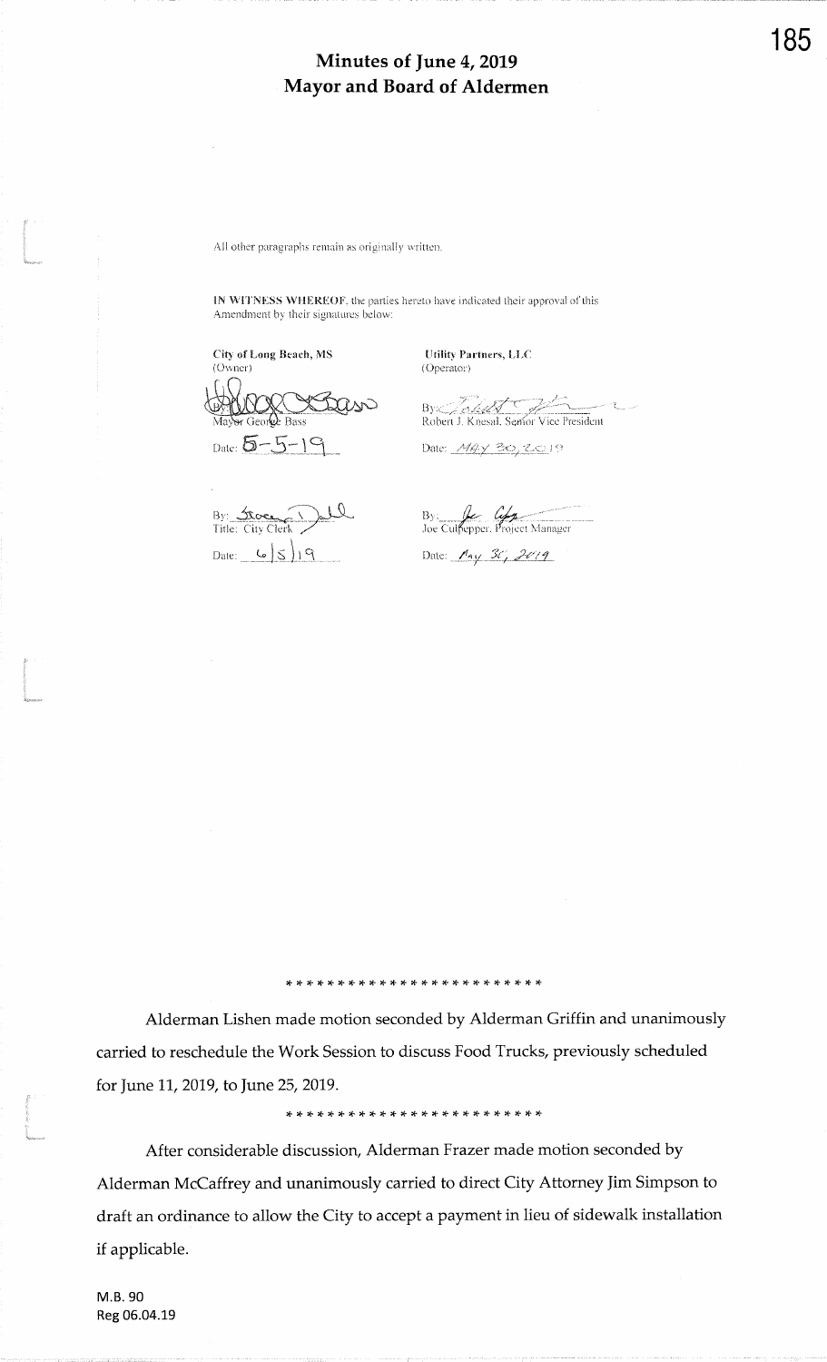# Minutes of June 4, 2019
# Mayor and Board of Aldermen

All other paragraphs remain as originally written.

IN WITNESS WHEREOF, the parties hereto have indicated their approval of this Amendment by their signatures below:

| **City of Long Beach, MS** (Owner) | **Utility Partners, LLC** (Operator) |
|---|---|
| By: Mayor George Bass | By: Robert J. Knesal, Senior Vice President |
| Date: 5-5-19 | Date: MAY 30, 2019 |
| By: Title: City Clerk | By: Joe Culpepper, Project Manager |
| Date: 6/5/19 | Date: May 30, 2019 |

\* \* \* \* \* \* \* \* \* \* \* \* \* \* \* \* \* \* \* \* \* \* \* \*

Alderman Lishen made motion seconded by Alderman Griffin and unanimously carried to reschedule the Work Session to discuss Food Trucks, previously scheduled for June 11, 2019, to June 25, 2019.

\* \* \* \* \* \* \* \* \* \* \* \* \* \* \* \* \* \* \* \* \* \* \* \*

After considerable discussion, Alderman Frazer made motion seconded by Alderman McCaffrey and unanimously carried to direct City Attorney Jim Simpson to draft an ordinance to allow the City to accept a payment in lieu of sidewalk installation if applicable.

M.B. 90
Reg 06.04.19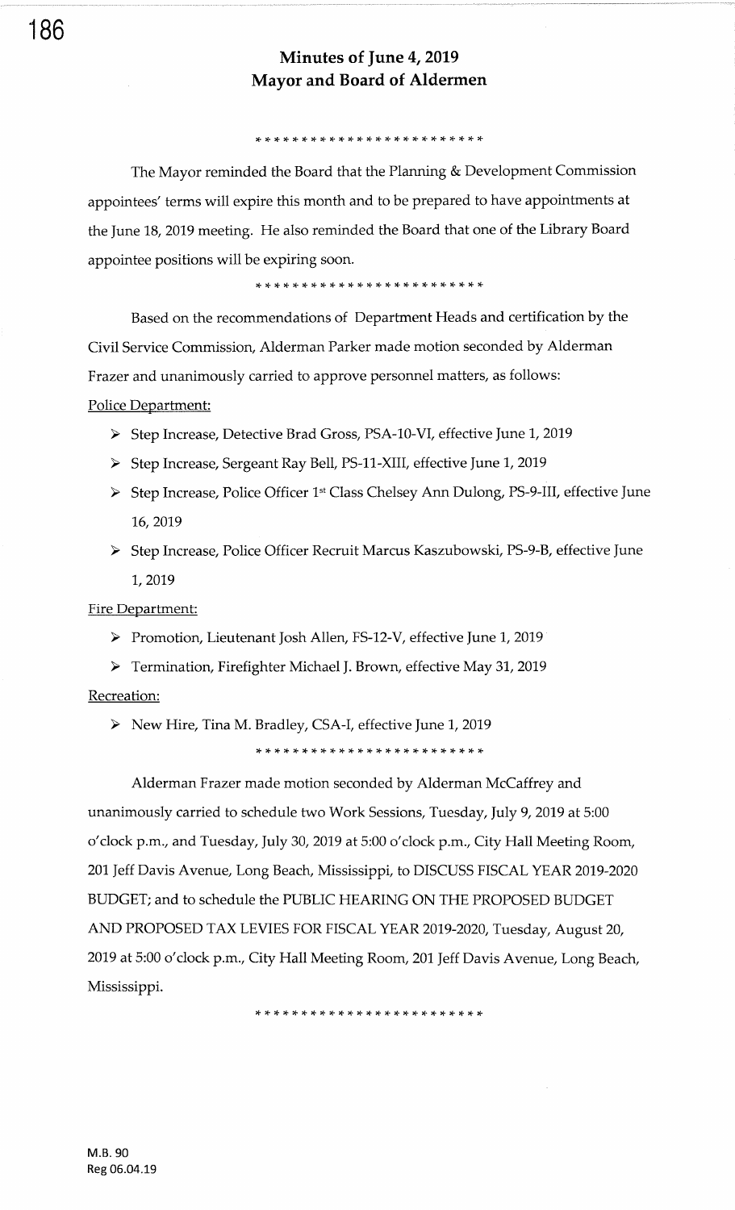# Minutes of June 4, 2019
# Mayor and Board of Aldermen

*************************

The Mayor reminded the Board that the Planning & Development Commission appointees' terms will expire this month and to be prepared to have appointments at the June 18, 2019 meeting. He also reminded the Board that one of the Library Board appointee positions will be expiring soon.

*************************

Based on the recommendations of Department Heads and certification by the Civil Service Commission, Alderman Parker made motion seconded by Alderman Frazer and unanimously carried to approve personnel matters, as follows:

Police Department:

- Step Increase, Detective Brad Gross, PSA-10-VI, effective June 1, 2019
- Step Increase, Sergeant Ray Bell, PS-11-XIII, effective June 1, 2019
- Step Increase, Police Officer 1st Class Chelsey Ann Dulong, PS-9-III, effective June 16, 2019
- Step Increase, Police Officer Recruit Marcus Kaszubowski, PS-9-B, effective June 1, 2019

Fire Department:

- Promotion, Lieutenant Josh Allen, FS-12-V, effective June 1, 2019
- Termination, Firefighter Michael J. Brown, effective May 31, 2019

Recreation:

- New Hire, Tina M. Bradley, CSA-I, effective June 1, 2019

*************************

Alderman Frazer made motion seconded by Alderman McCaffrey and unanimously carried to schedule two Work Sessions, Tuesday, July 9, 2019 at 5:00 o'clock p.m., and Tuesday, July 30, 2019 at 5:00 o'clock p.m., City Hall Meeting Room, 201 Jeff Davis Avenue, Long Beach, Mississippi, to DISCUSS FISCAL YEAR 2019-2020 BUDGET; and to schedule the PUBLIC HEARING ON THE PROPOSED BUDGET AND PROPOSED TAX LEVIES FOR FISCAL YEAR 2019-2020, Tuesday, August 20, 2019 at 5:00 o'clock p.m., City Hall Meeting Room, 201 Jeff Davis Avenue, Long Beach, Mississippi.

*************************

M.B. 90
Reg 06.04.19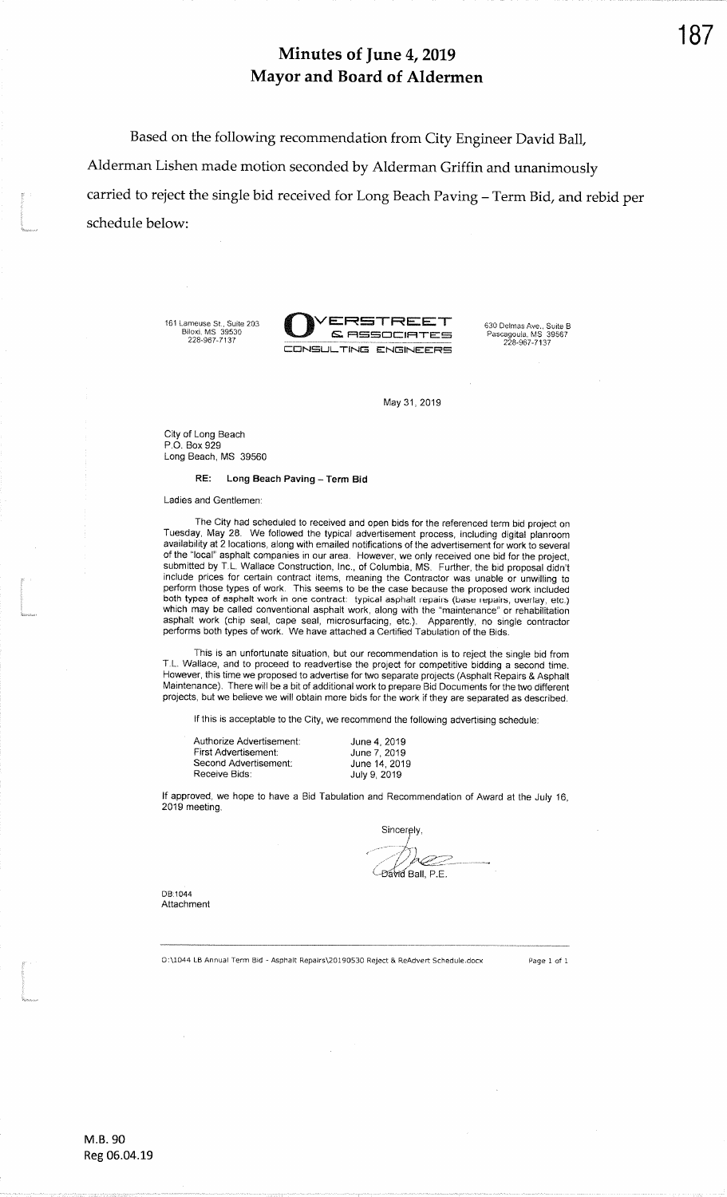# Minutes of June 4, 2019
# Mayor and Board of Aldermen

Based on the following recommendation from City Engineer David Ball, Alderman Lishen made motion seconded by Alderman Griffin and unanimously carried to reject the single bid received for Long Beach Paving – Term Bid, and rebid per schedule below:

161 Lameuse St., Suite 203
Biloxi, MS 39530
228-967-7137

**OVERSTREET & ASSOCIATES**
**CONSULTING ENGINEERS**

630 Delmas Ave., Suite B
Pascagoula, MS 39567
228-967-7137

May 31, 2019

City of Long Beach
P.O. Box 929
Long Beach, MS 39560

**RE: Long Beach Paving – Term Bid**

Ladies and Gentlemen:

The City had scheduled to received and open bids for the referenced term bid project on Tuesday, May 28. We followed the typical advertisement process, including digital planroom availability at 2 locations, along with emailed notifications of the advertisement for work to several of the "local" asphalt companies in our area. However, we only received one bid for the project, submitted by T.L. Wallace Construction, Inc., of Columbia, MS. Further, the bid proposal didn't include prices for certain contract items, meaning the Contractor was unable or unwilling to perform those types of work. This seems to be the case because the proposed work included both types of asphalt work in one contract: typical asphalt repairs (base repairs, overlay, etc.) which may be called conventional asphalt work, along with the "maintenance" or rehabilitation asphalt work (chip seal, cape seal, microsurfacing, etc.). Apparently, no single contractor performs both types of work. We have attached a Certified Tabulation of the Bids.

This is an unfortunate situation, but our recommendation is to reject the single bid from T.L. Wallace, and to proceed to readvertise the project for competitive bidding a second time. However, this time we proposed to advertise for two separate projects (Asphalt Repairs & Asphalt Maintenance). There will be a bit of additional work to prepare Bid Documents for the two different projects, but we believe we will obtain more bids for the work if they are separated as described.

If this is acceptable to the City, we recommend the following advertising schedule:

| | |
|---|---|
| Authorize Advertisement: | June 4, 2019 |
| First Advertisement: | June 7, 2019 |
| Second Advertisement: | June 14, 2019 |
| Receive Bids: | July 9, 2019 |

If approved, we hope to have a Bid Tabulation and Recommendation of Award at the July 16, 2019 meeting.

Sincerely,

David Ball, P.E.

DB:1044
Attachment

O:\1044 LB Annual Term Bid - Asphalt Repairs\20190530 Reject & ReAdvert Schedule.docx

M.B. 90
Reg 06.04.19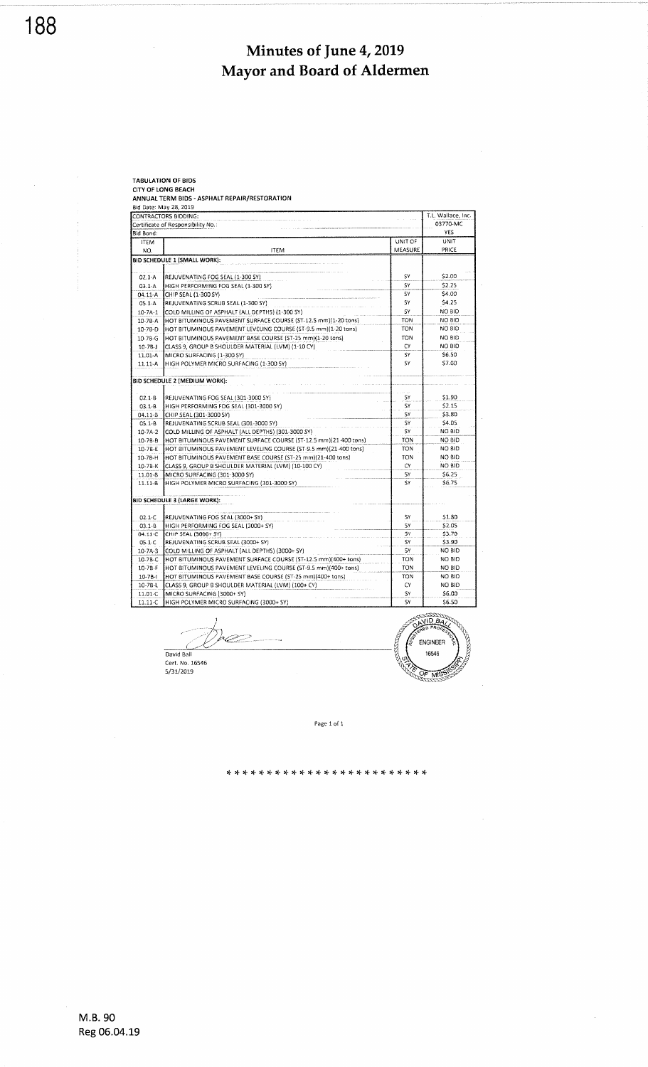# Minutes of June 4, 2019
# Mayor and Board of Aldermen

**TABULATION OF BIDS**
**CITY OF LONG BEACH**
**ANNUAL TERM BIDS - ASPHALT REPAIR/RESTORATION**
Bid Date: May 28, 2019

| | | | |
|---|---|---|---|
| CONTRACTORS BIDDING: | | | T.L. Wallace, Inc. |
| Certificate of Responsibility No.: | | | 03770-MC |
| Bid Bond: | | | YES |
| ITEM NO. | ITEM | UNIT OF MEASURE | UNIT PRICE |
| **BID SCHEDULE 1 (SMALL WORK):** | | | |
| 02.1-A | REJUVENATING FOG SEAL (1-300 SY) | SY | $2.00 |
| 03.1-A | HIGH PERFORMING FOG SEAL (1-300 SY) | SY | $2.25 |
| 04.11-A | CHIP SEAL (1-300 SY) | SY | $4.00 |
| 05.1-A | REJUVENATING SCRUB SEAL (1-300 SY) | SY | $4.25 |
| 10-7A-1 | COLD MILLING OF ASPHALT (ALL DEPTHS) (1-300 SY) | SY | NO BID |
| 10-7B-A | HOT BITUMINOUS PAVEMENT SURFACE COURSE (ST-12.5 mm)(1-20 tons) | TON | NO BID |
| 10-7B-D | HOT BITUMINOUS PAVEMENT LEVELING COURSE (ST-9.5 mm)(1-20 tons) | TON | NO BID |
| 10-7B-G | HOT BITUMINOUS PAVEMENT BASE COURSE (ST-25 mm)(1-20 tons) | TON | NO BID |
| 10-7B-J | CLASS 9, GROUP B SHOULDER MATERIAL (LVM) (1-10 CY) | CY | NO BID |
| 11.01-A | MICRO SURFACING (1-300 SY) | SY | $6.50 |
| 11.11-A | HIGH POLYMER MICRO SURFACING (1-300 SY) | SY | $7.00 |
| **BID SCHEDULE 2 (MEDIUM WORK):** | | | |
| 02.1-B | REJUVENATING FOG SEAL (301-3000 SY) | SY | $1.90 |
| 03.1-B | HIGH PERFORMING FOG SEAL (301-3000 SY) | SY | $2.15 |
| 04.11-B | CHIP SEAL (301-3000 SY) | SY | $3.80 |
| 05.1-B | REJUVENATING SCRUB SEAL (301-3000 SY) | SY | $4.05 |
| 10-7A-2 | COLD MILLING OF ASPHALT (ALL DEPTHS) (301-3000 SY) | SY | NO BID |
| 10-7B-B | HOT BITUMINOUS PAVEMENT SURFACE COURSE (ST-12.5 mm)(21-400 tons) | TON | NO BID |
| 10-7B-E | HOT BITUMINOUS PAVEMENT LEVELING COURSE (ST-9.5 mm)(21-400 tons) | TON | NO BID |
| 10-7B-H | HOT BITUMINOUS PAVEMENT BASE COURSE (ST-25 mm)(21-400 tons) | TON | NO BID |
| 10-7B-K | CLASS 9, GROUP B SHOULDER MATERIAL (LVM) (10-100 CY) | CY | NO BID |
| 11.01-B | MICRO SURFACING (301-3000 SY) | SY | $6.25 |
| 11.11-B | HIGH POLYMER MICRO SURFACING (301-3000 SY) | SY | $6.75 |
| **BID SCHEDULE 3 (LARGE WORK):** | | | |
| 02.1-C | REJUVENATING FOG SEAL (3000+ SY) | SY | $1.80 |
| 03.1-B | HIGH PERFORMING FOG SEAL (3000+ SY) | SY | $2.05 |
| 04.11-C | CHIP SEAL (3000+ SY) | SY | $3.70 |
| 05.1-C | REJUVENATING SCRUB SEAL (3000+ SY) | SY | $3.90 |
| 10-7A-3 | COLD MILLING OF ASPHALT (ALL DEPTHS) (3000+ SY) | SY | NO BID |
| 10-7B-C | HOT BITUMINOUS PAVEMENT SURFACE COURSE (ST-12.5 mm)(400+ tons) | TON | NO BID |
| 10-7B-F | HOT BITUMINOUS PAVEMENT LEVELING COURSE (ST-9.5 mm)(400+ tons) | TON | NO BID |
| 10-7B-I | HOT BITUMINOUS PAVEMENT BASE COURSE (ST-25 mm)(400+ tons) | TON | NO BID |
| 10-7B-L | CLASS 9, GROUP B SHOULDER MATERIAL (LVM) (100+ CY) | CY | NO BID |
| 11.01-C | MICRO SURFACING (3000+ SY) | SY | $6.00 |
| 11.11-C | HIGH POLYMER MICRO SURFACING (3000+ SY) | SY | $6.50 |

David Ball
Cert. No. 16546
5/31/2019

DAVID BALL
REGISTERED PROFESSIONAL ENGINEER
16546
STATE OF MISSISSIPPI

Page 1 of 1

\* \* \* \* \* \* \* \* \* \* \* \* \* \* \* \* \* \* \* \* \* \* \* \*

M.B. 90
Reg 06.04.19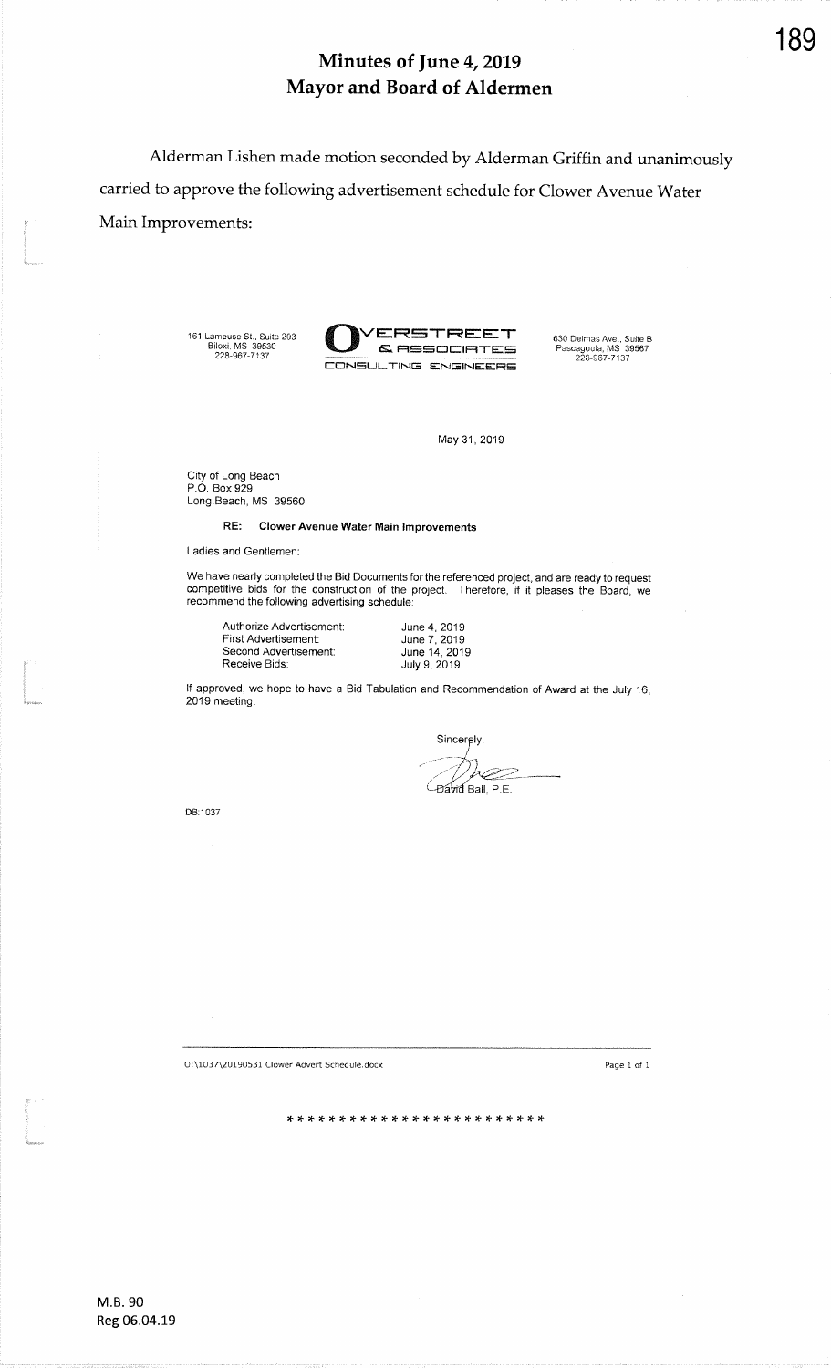# Minutes of June 4, 2019
# Mayor and Board of Aldermen

Alderman Lishen made motion seconded by Alderman Griffin and unanimously carried to approve the following advertisement schedule for Clower Avenue Water Main Improvements:

161 Lameuse St., Suite 203
Biloxi, MS 39530
228-967-7137

**OVERSTREET & ASSOCIATES**
**CONSULTING ENGINEERS**

630 Delmas Ave., Suite B
Pascagoula, MS 39567
228-967-7137

May 31, 2019

City of Long Beach
P.O. Box 929
Long Beach, MS 39560

**RE: Clower Avenue Water Main Improvements**

Ladies and Gentlemen:

We have nearly completed the Bid Documents for the referenced project, and are ready to request competitive bids for the construction of the project. Therefore, if it pleases the Board, we recommend the following advertising schedule:

| | |
|---|---|
| Authorize Advertisement: | June 4, 2019 |
| First Advertisement: | June 7, 2019 |
| Second Advertisement: | June 14, 2019 |
| Receive Bids: | July 9, 2019 |

If approved, we hope to have a Bid Tabulation and Recommendation of Award at the July 16, 2019 meeting.

Sincerely,

David Ball, P.E.

DB:1037

O:\1037\20190531 Clower Advert Schedule.docx

\* \* \* \* \* \* \* \* \* \* \* \* \* \* \* \* \* \* \* \* \* \* \* \*

M.B. 90
Reg 06.04.19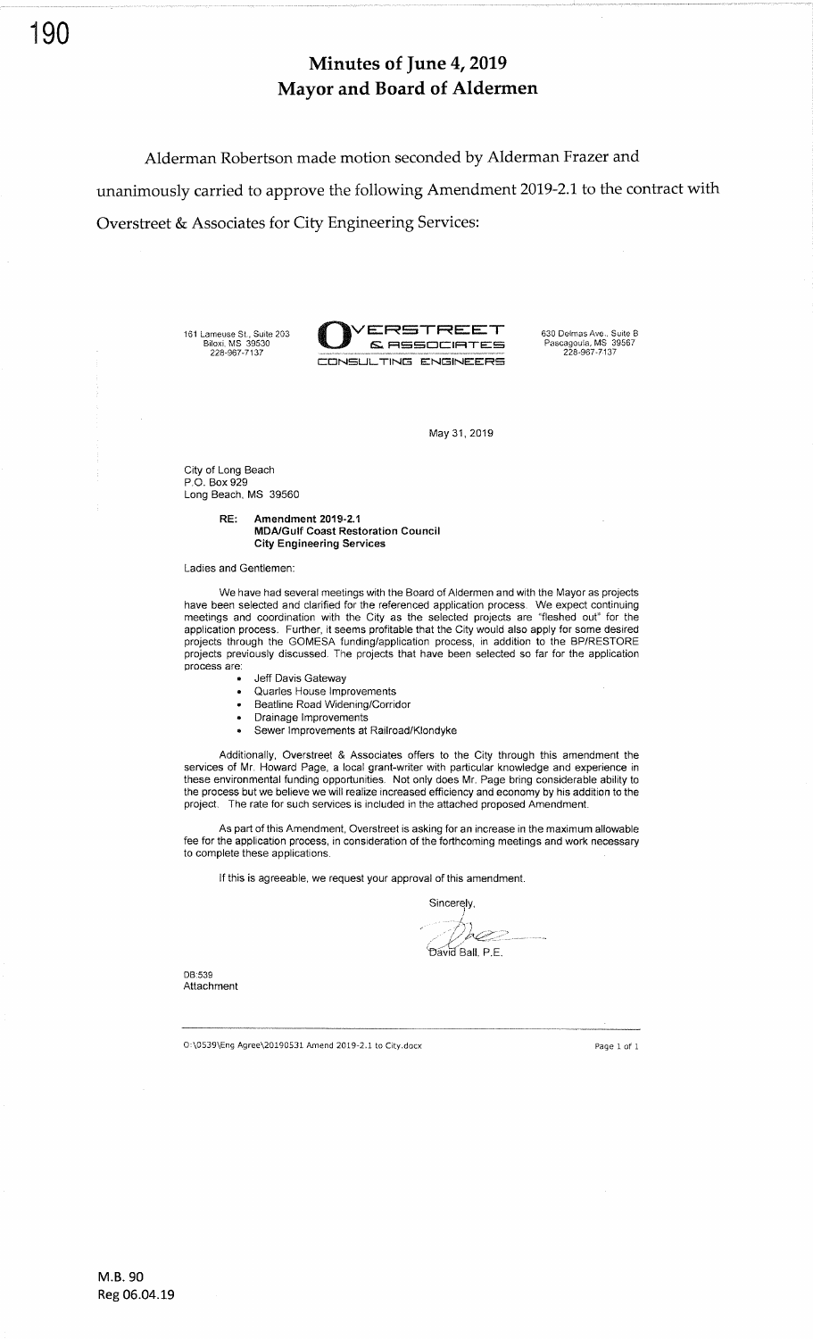# Minutes of June 4, 2019
# Mayor and Board of Aldermen

Alderman Robertson made motion seconded by Alderman Frazer and unanimously carried to approve the following Amendment 2019-2.1 to the contract with Overstreet & Associates for City Engineering Services:

161 Lameuse St., Suite 203
Biloxi, MS 39530
228-967-7137

**OVERSTREET & ASSOCIATES**
**CONSULTING ENGINEERS**

630 Delmas Ave., Suite B
Pascagoula, MS 39567
228-967-7137

May 31, 2019

City of Long Beach
P.O. Box 929
Long Beach, MS 39560

RE: **Amendment 2019-2.1**
**MDA/Gulf Coast Restoration Council**
**City Engineering Services**

Ladies and Gentlemen:

We have had several meetings with the Board of Aldermen and with the Mayor as projects have been selected and clarified for the referenced application process. We expect continuing meetings and coordination with the City as the selected projects are "fleshed out" for the application process. Further, it seems profitable that the City would also apply for some desired projects through the GOMESA funding/application process, in addition to the BP/RESTORE projects previously discussed. The projects that have been selected so far for the application process are:

- Jeff Davis Gateway
- Quarles House Improvements
- Beatline Road Widening/Corridor
- Drainage Improvements
- Sewer Improvements at Railroad/Klondyke

Additionally, Overstreet & Associates offers to the City through this amendment the services of Mr. Howard Page, a local grant-writer with particular knowledge and experience in these environmental funding opportunities. Not only does Mr. Page bring considerable ability to the process but we believe we will realize increased efficiency and economy by his addition to the project. The rate for such services is included in the attached proposed Amendment.

As part of this Amendment, Overstreet is asking for an increase in the maximum allowable fee for the application process, in consideration of the forthcoming meetings and work necessary to complete these applications.

If this is agreeable, we request your approval of this amendment.

Sincerely,

David Ball, P.E.

DB:539
Attachment

O:\0539\Eng Agree\20190531 Amend 2019-2.1 to City.docx

M.B. 90
Reg 06.04.19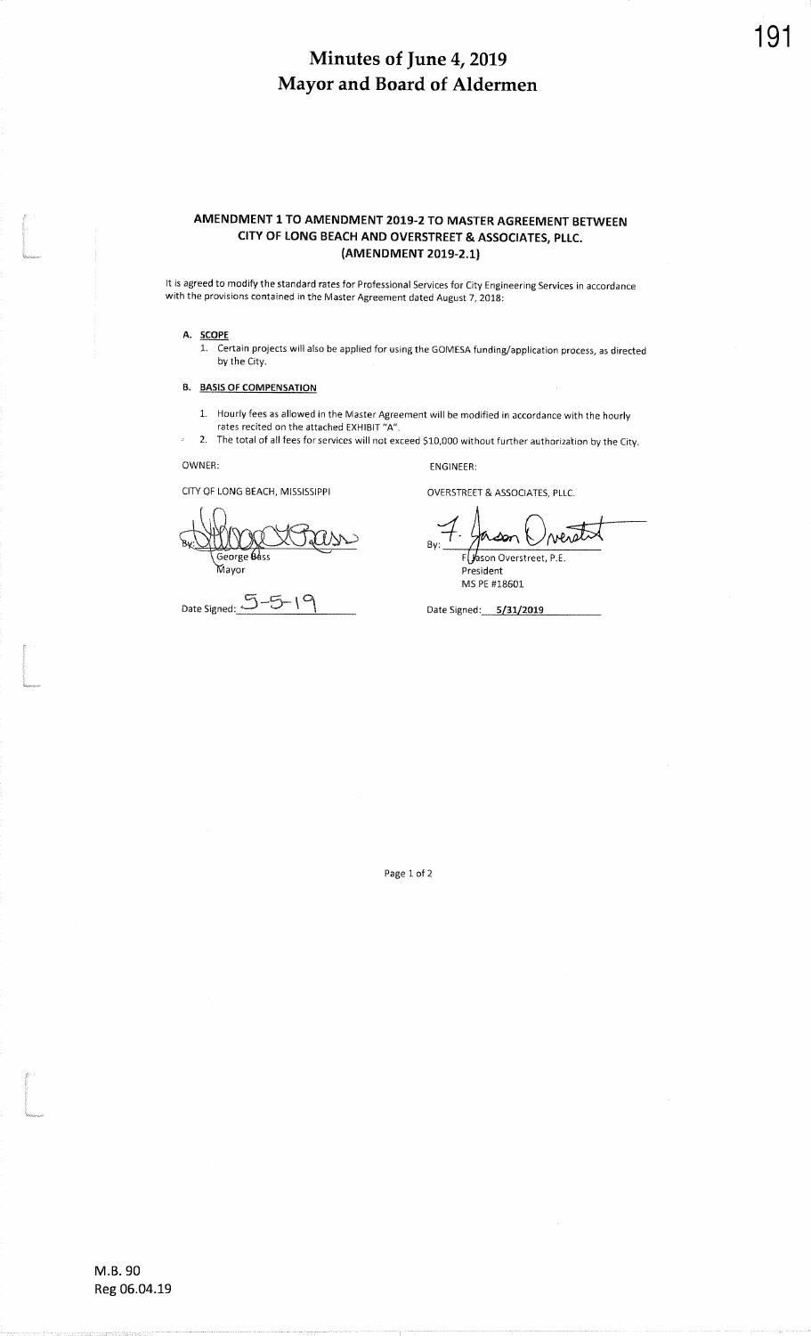# Minutes of June 4, 2019
# Mayor and Board of Aldermen

## AMENDMENT 1 TO AMENDMENT 2019-2 TO MASTER AGREEMENT BETWEEN CITY OF LONG BEACH AND OVERSTREET & ASSOCIATES, PLLC. (AMENDMENT 2019-2.1)

It is agreed to modify the standard rates for Professional Services for City Engineering Services in accordance with the provisions contained in the Master Agreement dated August 7, 2018:

**A. SCOPE**

1. Certain projects will also be applied for using the GOMESA funding/application process, as directed by the City.

**B. BASIS OF COMPENSATION**

1. Hourly fees as allowed in the Master Agreement will be modified in accordance with the hourly rates recited on the attached EXHIBIT "A".
2. The total of all fees for services will not exceed $10,000 without further authorization by the City.

| OWNER: | ENGINEER: |
|---|---|
| CITY OF LONG BEACH, MISSISSIPPI | OVERSTREET & ASSOCIATES, PLLC. |
| By: George Bass, Mayor | By: F. Jason Overstreet, P.E., President, MS PE #18601 |
| Date Signed: 5-5-19 | Date Signed: 5/31/2019 |

M.B. 90
Reg 06.04.19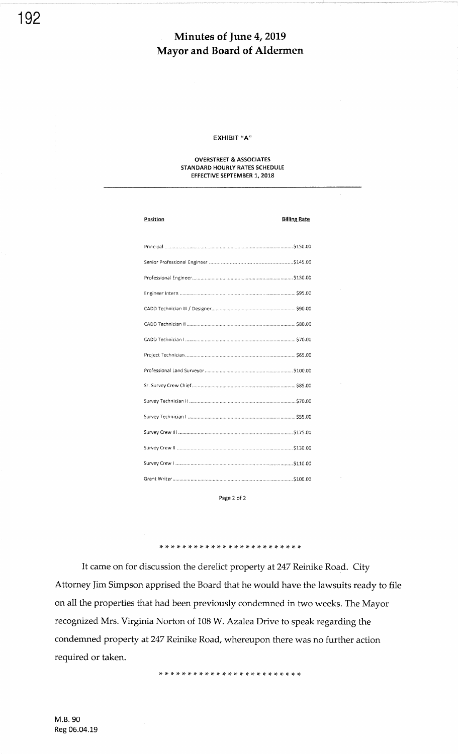# Minutes of June 4, 2019
# Mayor and Board of Aldermen

**EXHIBIT "A"**

**OVERSTREET & ASSOCIATES**
**STANDARD HOURLY RATES SCHEDULE**
**EFFECTIVE SEPTEMBER 1, 2018**

| Position | Billing Rate |
|---|---|
| Principal | $150.00 |
| Senior Professional Engineer | $145.00 |
| Professional Engineer | $130.00 |
| Engineer Intern | $95.00 |
| CADD Technician III / Designer | $90.00 |
| CADD Technician II | $80.00 |
| CADD Technician I | $70.00 |
| Project Technician | $65.00 |
| Professional Land Surveyor | $100.00 |
| Sr. Survey Crew Chief | $85.00 |
| Survey Technician II | $70.00 |
| Survey Technician I | $55.00 |
| Survey Crew III | $175.00 |
| Survey Crew II | $130.00 |
| Survey Crew I | $110.00 |
| Grant Writer | $100.00 |

Page 2 of 2

\* \* \* \* \* \* \* \* \* \* \* \* \* \* \* \* \* \* \* \* \* \* \* \*

It came on for discussion the derelict property at 247 Reinike Road. City Attorney Jim Simpson apprised the Board that he would have the lawsuits ready to file on all the properties that had been previously condemned in two weeks. The Mayor recognized Mrs. Virginia Norton of 108 W. Azalea Drive to speak regarding the condemned property at 247 Reinike Road, whereupon there was no further action required or taken.

\* \* \* \* \* \* \* \* \* \* \* \* \* \* \* \* \* \* \* \* \* \* \* \*

M.B. 90
Reg 06.04.19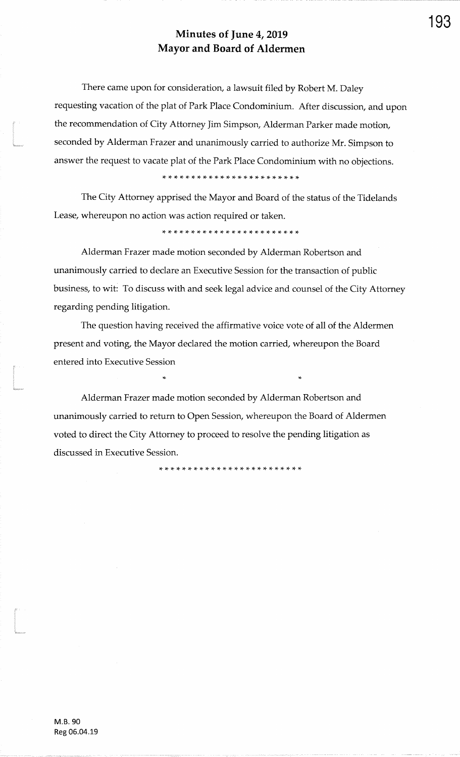## Minutes of June 4, 2019
## Mayor and Board of Aldermen

There came upon for consideration, a lawsuit filed by Robert M. Daley requesting vacation of the plat of Park Place Condominium. After discussion, and upon the recommendation of City Attorney Jim Simpson, Alderman Parker made motion, seconded by Alderman Frazer and unanimously carried to authorize Mr. Simpson to answer the request to vacate plat of the Park Place Condominium with no objections.

* * * * * * * * * * * * * * * * * * * * * * * *

The City Attorney apprised the Mayor and Board of the status of the Tidelands Lease, whereupon no action was action required or taken.

* * * * * * * * * * * * * * * * * * * * * * * *

Alderman Frazer made motion seconded by Alderman Robertson and unanimously carried to declare an Executive Session for the transaction of public business, to wit: To discuss with and seek legal advice and counsel of the City Attorney regarding pending litigation.

The question having received the affirmative voice vote of all of the Aldermen present and voting, the Mayor declared the motion carried, whereupon the Board entered into Executive Session

\*                                        \*

Alderman Frazer made motion seconded by Alderman Robertson and unanimously carried to return to Open Session, whereupon the Board of Aldermen voted to direct the City Attorney to proceed to resolve the pending litigation as discussed in Executive Session.

* * * * * * * * * * * * * * * * * * * * * * * * *

M.B. 90
Reg 06.04.19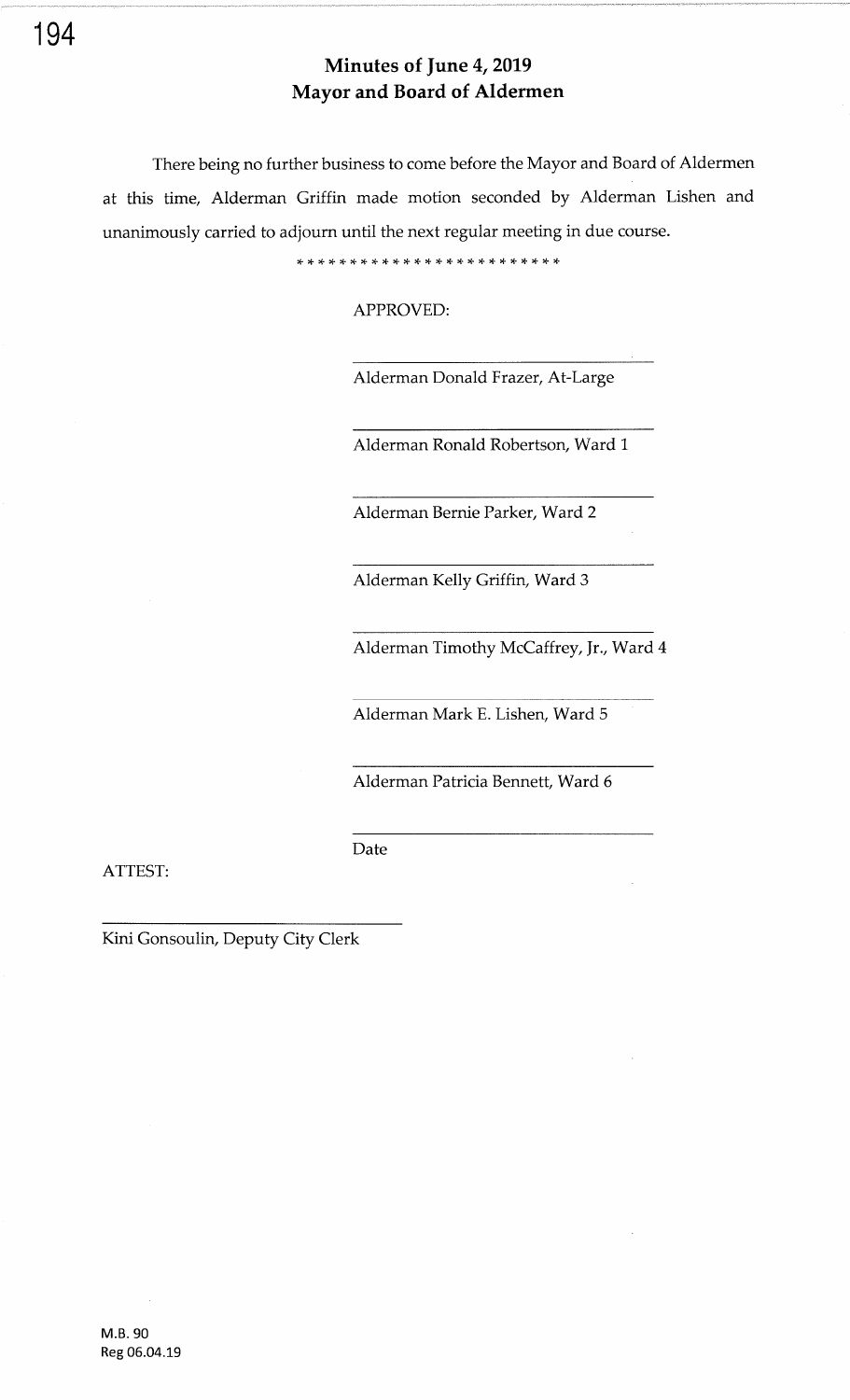# Minutes of June 4, 2019
# Mayor and Board of Aldermen

There being no further business to come before the Mayor and Board of Aldermen at this time, Alderman Griffin made motion seconded by Alderman Lishen and unanimously carried to adjourn until the next regular meeting in due course.

* * * * * * * * * * * * * * * * * * * * * * * * *

APPROVED:

\_\_\_\_\_\_\_\_\_\_\_\_\_\_\_\_\_\_\_\_\_\_\_\_\_\_\_\_\_\_\_\_\_\_\_\_
Alderman Donald Frazer, At-Large

\_\_\_\_\_\_\_\_\_\_\_\_\_\_\_\_\_\_\_\_\_\_\_\_\_\_\_\_\_\_\_\_\_\_\_\_
Alderman Ronald Robertson, Ward 1

\_\_\_\_\_\_\_\_\_\_\_\_\_\_\_\_\_\_\_\_\_\_\_\_\_\_\_\_\_\_\_\_\_\_\_\_
Alderman Bernie Parker, Ward 2

\_\_\_\_\_\_\_\_\_\_\_\_\_\_\_\_\_\_\_\_\_\_\_\_\_\_\_\_\_\_\_\_\_\_\_\_
Alderman Kelly Griffin, Ward 3

\_\_\_\_\_\_\_\_\_\_\_\_\_\_\_\_\_\_\_\_\_\_\_\_\_\_\_\_\_\_\_\_\_\_\_\_
Alderman Timothy McCaffrey, Jr., Ward 4

\_\_\_\_\_\_\_\_\_\_\_\_\_\_\_\_\_\_\_\_\_\_\_\_\_\_\_\_\_\_\_\_\_\_\_\_
Alderman Mark E. Lishen, Ward 5

\_\_\_\_\_\_\_\_\_\_\_\_\_\_\_\_\_\_\_\_\_\_\_\_\_\_\_\_\_\_\_\_\_\_\_\_
Alderman Patricia Bennett, Ward 6

\_\_\_\_\_\_\_\_\_\_\_\_\_\_\_\_\_\_\_\_\_\_\_\_\_\_\_\_\_\_\_\_\_\_\_\_
Date

ATTEST:

\_\_\_\_\_\_\_\_\_\_\_\_\_\_\_\_\_\_\_\_\_\_\_\_\_\_\_\_\_\_\_\_\_\_\_\_
Kini Gonsoulin, Deputy City Clerk

M.B. 90
Reg 06.04.19